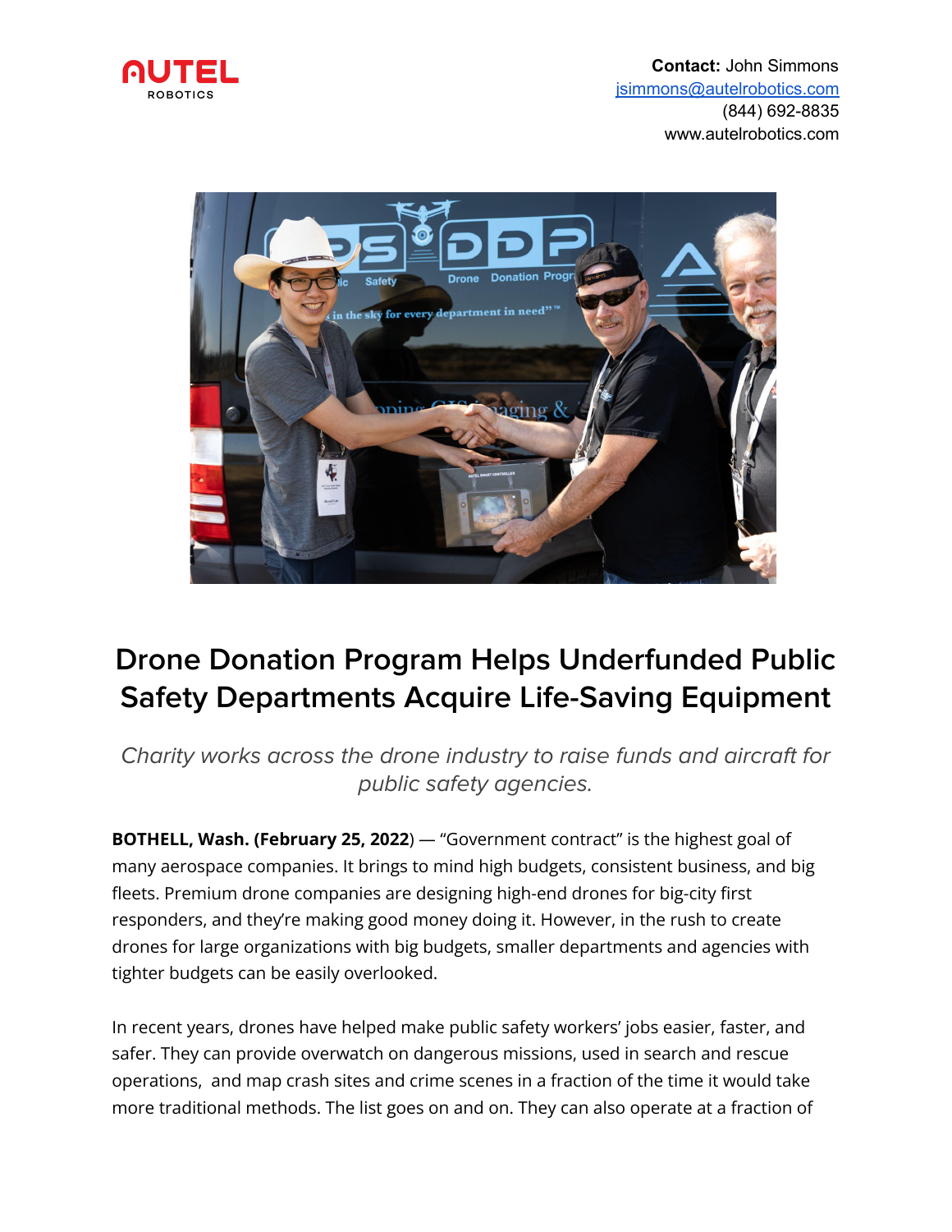**Contact:** John Simmons
jsimmons@autelrobotics.com
(844) 692-8835
www.autelrobotics.com

# Drone Donation Program Helps Underfunded Public Safety Departments Acquire Life-Saving Equipment

*Charity works across the drone industry to raise funds and aircraft for public safety agencies.*

**BOTHELL, Wash. (February 25, 2022**) — "Government contract" is the highest goal of many aerospace companies. It brings to mind high budgets, consistent business, and big fleets. Premium drone companies are designing high-end drones for big-city first responders, and they're making good money doing it. However, in the rush to create drones for large organizations with big budgets, smaller departments and agencies with tighter budgets can be easily overlooked.

In recent years, drones have helped make public safety workers' jobs easier, faster, and safer. They can provide overwatch on dangerous missions, used in search and rescue operations, and map crash sites and crime scenes in a fraction of the time it would take more traditional methods. The list goes on and on. They can also operate at a fraction of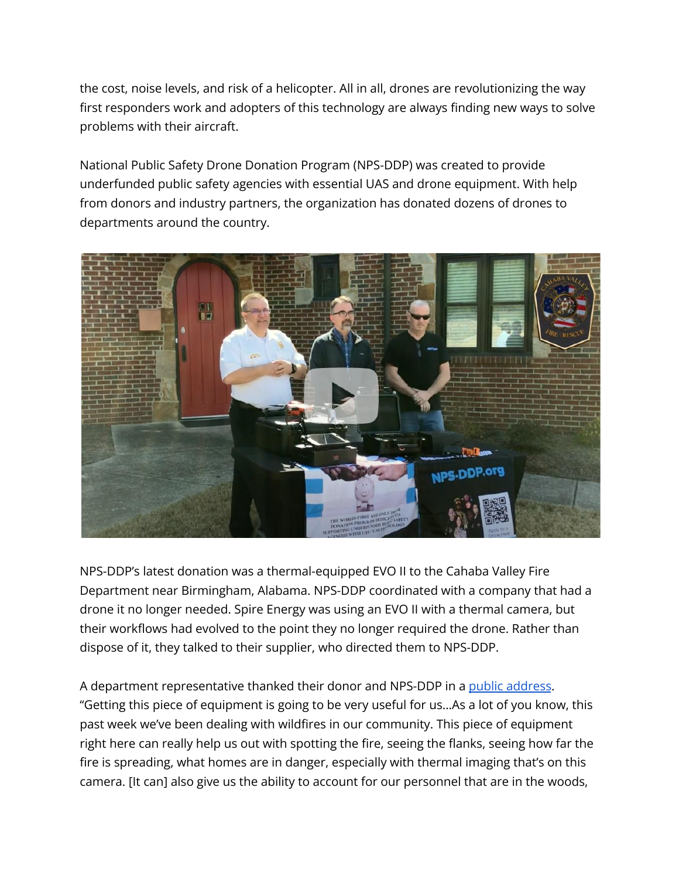the cost, noise levels, and risk of a helicopter. All in all, drones are revolutionizing the way first responders work and adopters of this technology are always finding new ways to solve problems with their aircraft.

National Public Safety Drone Donation Program (NPS-DDP) was created to provide underfunded public safety agencies with essential UAS and drone equipment. With help from donors and industry partners, the organization has donated dozens of drones to departments around the country.

NPS-DDP's latest donation was a thermal-equipped EVO II to the Cahaba Valley Fire Department near Birmingham, Alabama. NPS-DDP coordinated with a company that had a drone it no longer needed. Spire Energy was using an EVO II with a thermal camera, but their workflows had evolved to the point they no longer required the drone. Rather than dispose of it, they talked to their supplier, who directed them to NPS-DDP.

A department representative thanked their donor and NPS-DDP in a public address. "Getting this piece of equipment is going to be very useful for us...As a lot of you know, this past week we've been dealing with wildfires in our community. This piece of equipment right here can really help us out with spotting the fire, seeing the flanks, seeing how far the fire is spreading, what homes are in danger, especially with thermal imaging that's on this camera. [It can] also give us the ability to account for our personnel that are in the woods,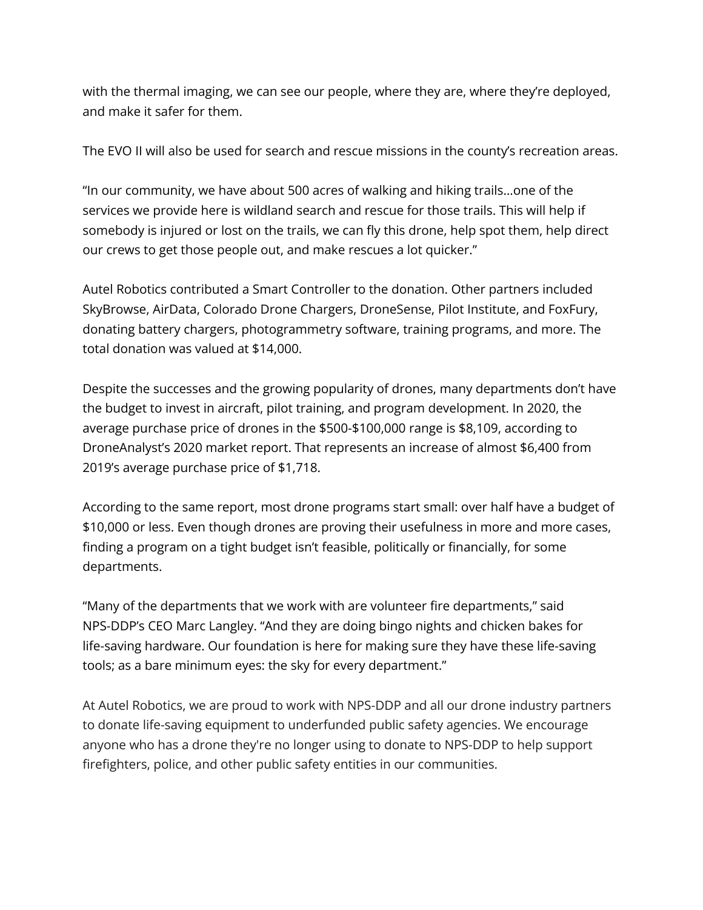with the thermal imaging, we can see our people, where they are, where they're deployed, and make it safer for them.

The EVO II will also be used for search and rescue missions in the county's recreation areas.

"In our community, we have about 500 acres of walking and hiking trails…one of the services we provide here is wildland search and rescue for those trails. This will help if somebody is injured or lost on the trails, we can fly this drone, help spot them, help direct our crews to get those people out, and make rescues a lot quicker."

Autel Robotics contributed a Smart Controller to the donation. Other partners included SkyBrowse, AirData, Colorado Drone Chargers, DroneSense, Pilot Institute, and FoxFury, donating battery chargers, photogrammetry software, training programs, and more. The total donation was valued at $14,000.

Despite the successes and the growing popularity of drones, many departments don't have the budget to invest in aircraft, pilot training, and program development. In 2020, the average purchase price of drones in the $500-$100,000 range is $8,109, according to DroneAnalyst's 2020 market report. That represents an increase of almost $6,400 from 2019's average purchase price of $1,718.

According to the same report, most drone programs start small: over half have a budget of $10,000 or less. Even though drones are proving their usefulness in more and more cases, finding a program on a tight budget isn't feasible, politically or financially, for some departments.

"Many of the departments that we work with are volunteer fire departments," said NPS-DDP's CEO Marc Langley. "And they are doing bingo nights and chicken bakes for life-saving hardware. Our foundation is here for making sure they have these life-saving tools; as a bare minimum eyes: the sky for every department."

At Autel Robotics, we are proud to work with NPS-DDP and all our drone industry partners to donate life-saving equipment to underfunded public safety agencies. We encourage anyone who has a drone they're no longer using to donate to NPS-DDP to help support firefighters, police, and other public safety entities in our communities.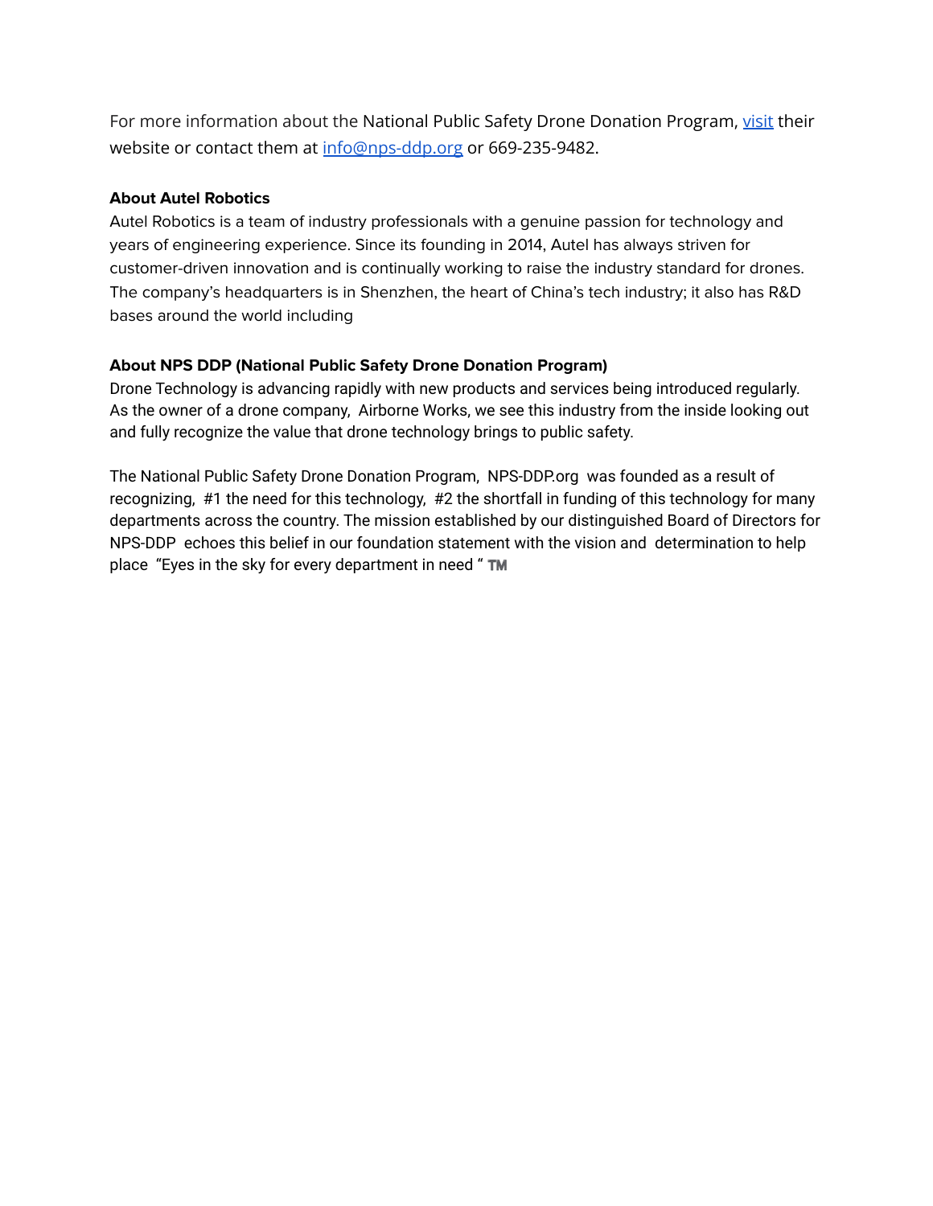For more information about the National Public Safety Drone Donation Program, [visit](#) their website or contact them at [info@nps-ddp.org](mailto:info@nps-ddp.org) or 669-235-9482.

**About Autel Robotics**

Autel Robotics is a team of industry professionals with a genuine passion for technology and years of engineering experience. Since its founding in 2014, Autel has always striven for customer-driven innovation and is continually working to raise the industry standard for drones. The company's headquarters is in Shenzhen, the heart of China's tech industry; it also has R&D bases around the world including

**About NPS DDP (National Public Safety Drone Donation Program)**

Drone Technology is advancing rapidly with new products and services being introduced regularly. As the owner of a drone company, Airborne Works, we see this industry from the inside looking out and fully recognize the value that drone technology brings to public safety.

The National Public Safety Drone Donation Program, NPS-DDP.org was founded as a result of recognizing, #1 the need for this technology, #2 the shortfall in funding of this technology for many departments across the country. The mission established by our distinguished Board of Directors for NPS-DDP echoes this belief in our foundation statement with the vision and determination to help place "Eyes in the sky for every department in need " TM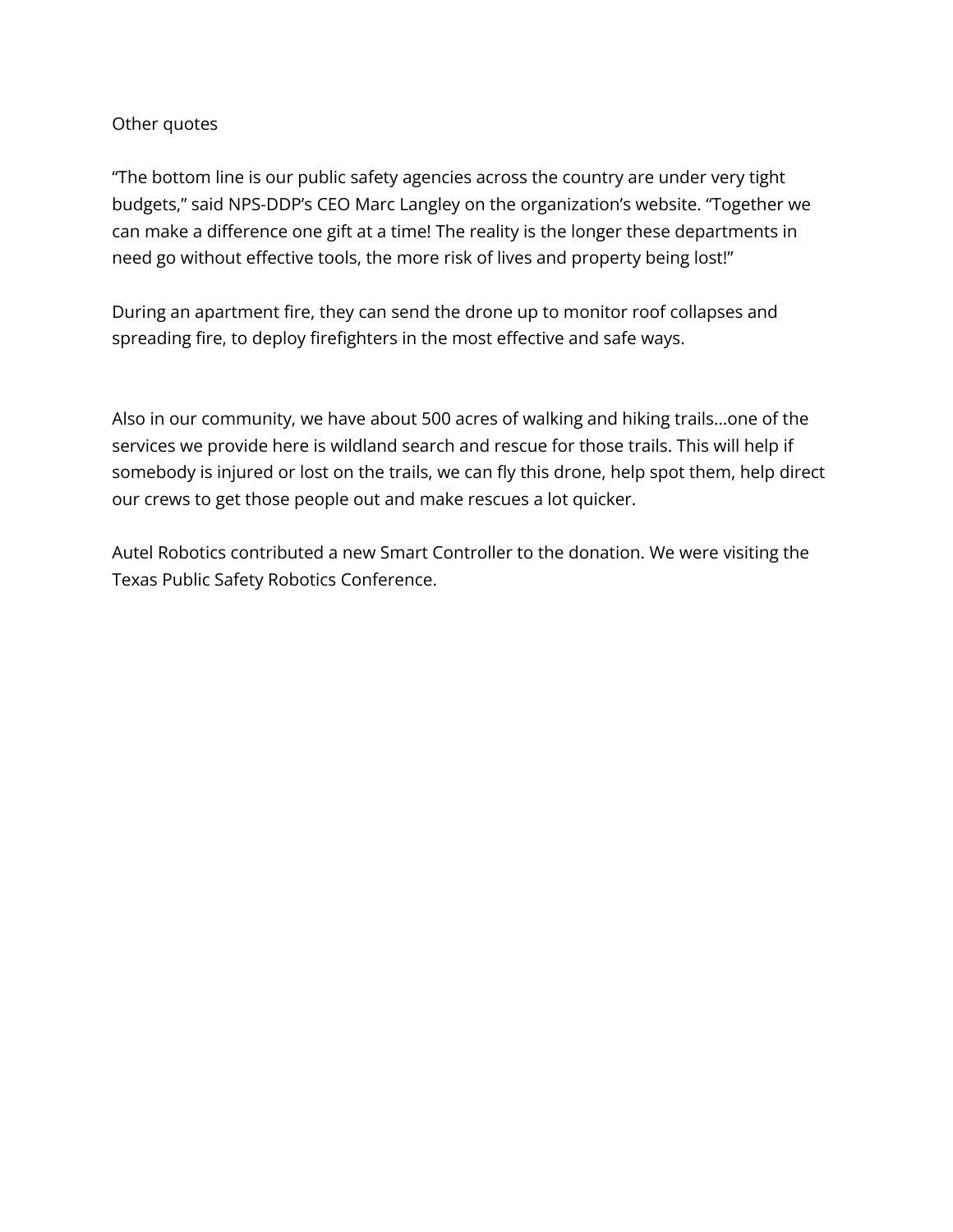Other quotes

“The bottom line is our public safety agencies across the country are under very tight budgets,” said NPS-DDP’s CEO Marc Langley on the organization’s website. “Together we can make a difference one gift at a time! The reality is the longer these departments in need go without effective tools, the more risk of lives and property being lost!”

During an apartment fire, they can send the drone up to monitor roof collapses and spreading fire, to deploy firefighters in the most effective and safe ways.

Also in our community, we have about 500 acres of walking and hiking trails…one of the services we provide here is wildland search and rescue for those trails. This will help if somebody is injured or lost on the trails, we can fly this drone, help spot them, help direct our crews to get those people out and make rescues a lot quicker.

Autel Robotics contributed a new Smart Controller to the donation. We were visiting the Texas Public Safety Robotics Conference.